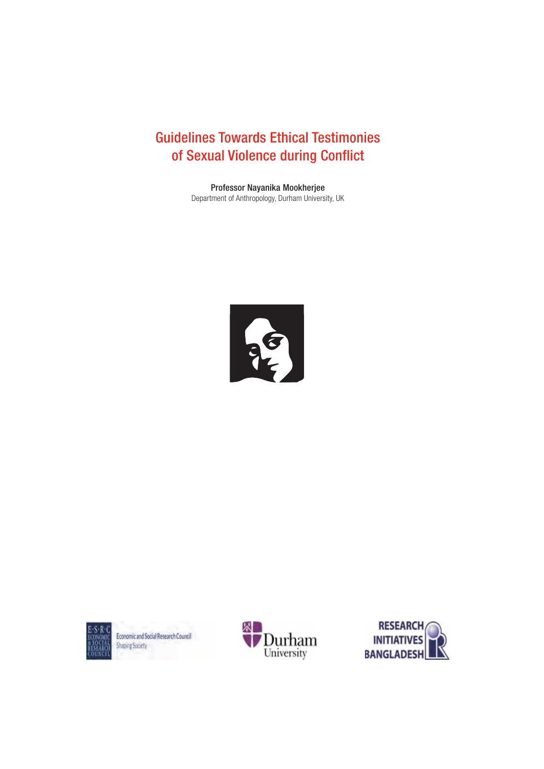# Guidelines Towards Ethical Testimonies of Sexual Violence during Conflict

**Professor Nayanika Mookherjee**
Department of Anthropology, Durham University, UK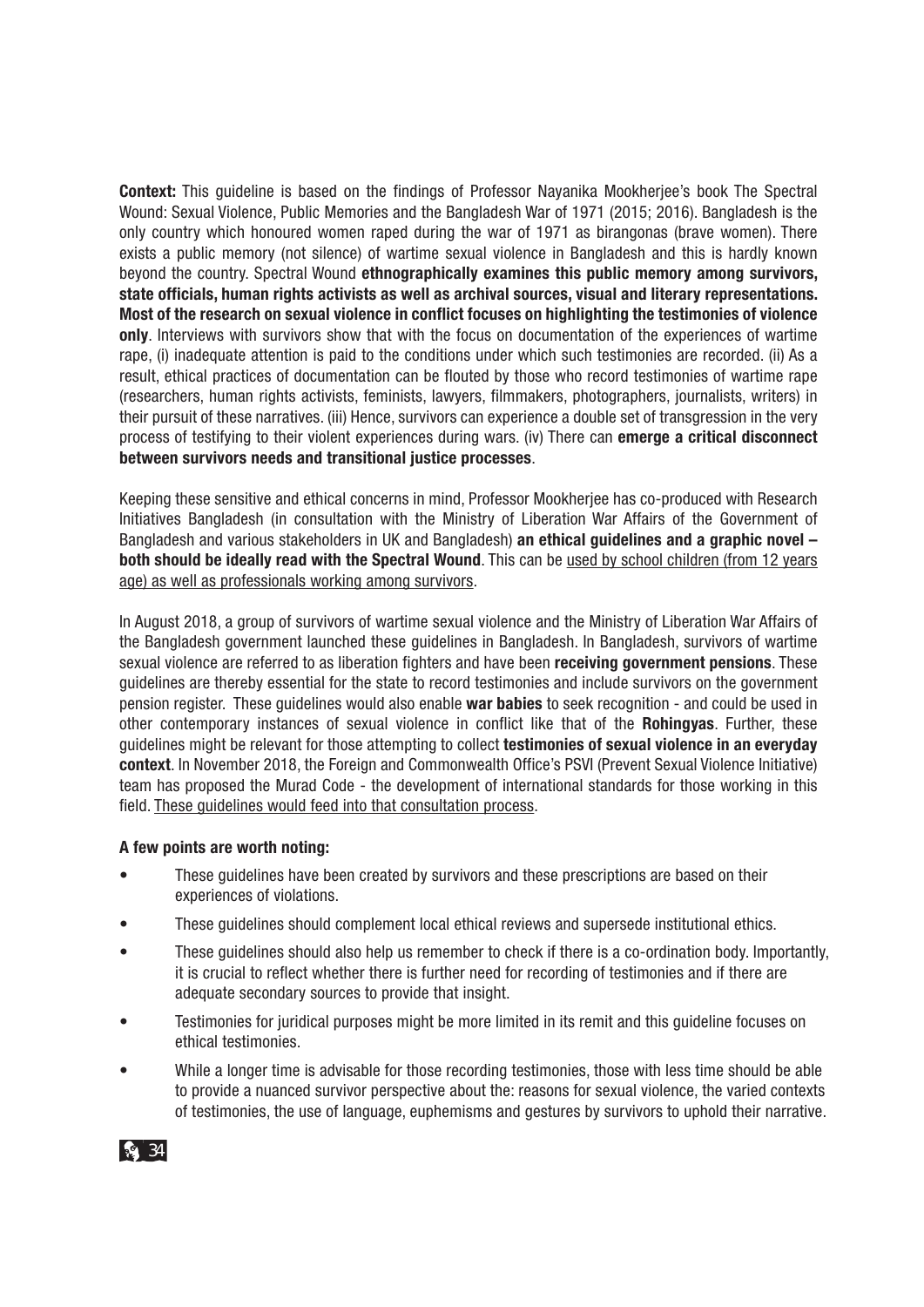**Context:** This guideline is based on the findings of Professor Nayanika Mookherjee's book The Spectral Wound: Sexual Violence, Public Memories and the Bangladesh War of 1971 (2015; 2016). Bangladesh is the only country which honoured women raped during the war of 1971 as birangonas (brave women). There exists a public memory (not silence) of wartime sexual violence in Bangladesh and this is hardly known beyond the country. Spectral Wound **ethnographically examines this public memory among survivors, state officials, human rights activists as well as archival sources, visual and literary representations. Most of the research on sexual violence in conflict focuses on highlighting the testimonies of violence only**. Interviews with survivors show that with the focus on documentation of the experiences of wartime rape, (i) inadequate attention is paid to the conditions under which such testimonies are recorded. (ii) As a result, ethical practices of documentation can be flouted by those who record testimonies of wartime rape (researchers, human rights activists, feminists, lawyers, filmmakers, photographers, journalists, writers) in their pursuit of these narratives. (iii) Hence, survivors can experience a double set of transgression in the very process of testifying to their violent experiences during wars. (iv) There can **emerge a critical disconnect between survivors needs and transitional justice processes**.

Keeping these sensitive and ethical concerns in mind, Professor Mookherjee has co-produced with Research Initiatives Bangladesh (in consultation with the Ministry of Liberation War Affairs of the Government of Bangladesh and various stakeholders in UK and Bangladesh) **an ethical guidelines and a graphic novel – both should be ideally read with the Spectral Wound**. This can be used by school children (from 12 years age) as well as professionals working among survivors.

In August 2018, a group of survivors of wartime sexual violence and the Ministry of Liberation War Affairs of the Bangladesh government launched these guidelines in Bangladesh. In Bangladesh, survivors of wartime sexual violence are referred to as liberation fighters and have been **receiving government pensions**. These guidelines are thereby essential for the state to record testimonies and include survivors on the government pension register. These guidelines would also enable **war babies** to seek recognition - and could be used in other contemporary instances of sexual violence in conflict like that of the **Rohingyas**. Further, these guidelines might be relevant for those attempting to collect **testimonies of sexual violence in an everyday context**. In November 2018, the Foreign and Commonwealth Office's PSVI (Prevent Sexual Violence Initiative) team has proposed the Murad Code - the development of international standards for those working in this field. These guidelines would feed into that consultation process.

**A few points are worth noting:**

- These guidelines have been created by survivors and these prescriptions are based on their experiences of violations.
- These guidelines should complement local ethical reviews and supersede institutional ethics.
- These guidelines should also help us remember to check if there is a co-ordination body. Importantly, it is crucial to reflect whether there is further need for recording of testimonies and if there are adequate secondary sources to provide that insight.
- Testimonies for juridical purposes might be more limited in its remit and this guideline focuses on ethical testimonies.
- While a longer time is advisable for those recording testimonies, those with less time should be able to provide a nuanced survivor perspective about the: reasons for sexual violence, the varied contexts of testimonies, the use of language, euphemisms and gestures by survivors to uphold their narrative.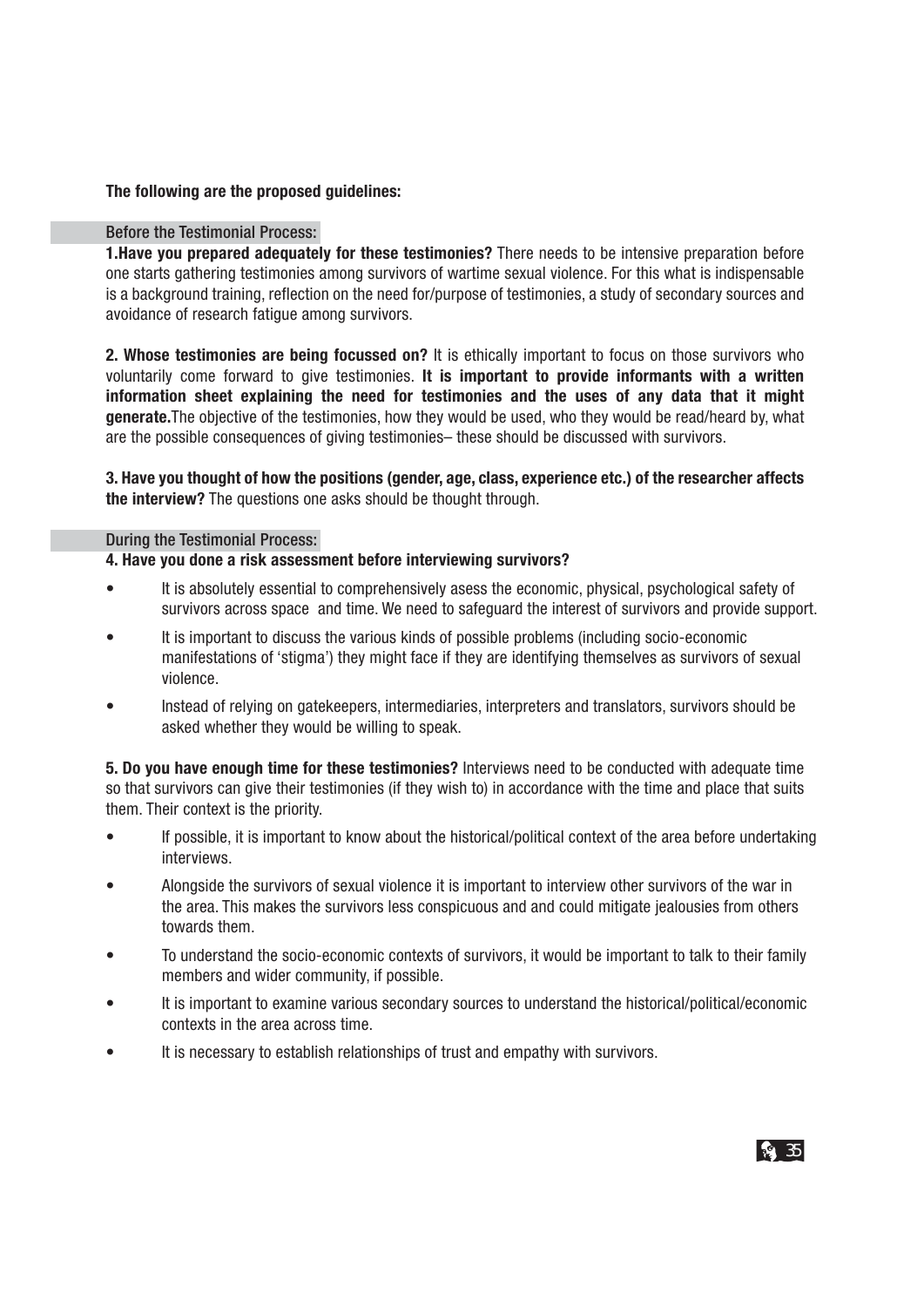**The following are the proposed guidelines:**

### Before the Testimonial Process:

**1.Have you prepared adequately for these testimonies?** There needs to be intensive preparation before one starts gathering testimonies among survivors of wartime sexual violence. For this what is indispensable is a background training, reflection on the need for/purpose of testimonies, a study of secondary sources and avoidance of research fatigue among survivors.

**2. Whose testimonies are being focussed on?** It is ethically important to focus on those survivors who voluntarily come forward to give testimonies. **It is important to provide informants with a written information sheet explaining the need for testimonies and the uses of any data that it might generate.**The objective of the testimonies, how they would be used, who they would be read/heard by, what are the possible consequences of giving testimonies– these should be discussed with survivors.

**3. Have you thought of how the positions (gender, age, class, experience etc.) of the researcher affects the interview?** The questions one asks should be thought through.

### During the Testimonial Process:

**4. Have you done a risk assessment before interviewing survivors?**

- It is absolutely essential to comprehensively asess the economic, physical, psychological safety of survivors across space and time. We need to safeguard the interest of survivors and provide support.
- It is important to discuss the various kinds of possible problems (including socio-economic manifestations of 'stigma') they might face if they are identifying themselves as survivors of sexual violence.
- Instead of relying on gatekeepers, intermediaries, interpreters and translators, survivors should be asked whether they would be willing to speak.

**5. Do you have enough time for these testimonies?** Interviews need to be conducted with adequate time so that survivors can give their testimonies (if they wish to) in accordance with the time and place that suits them. Their context is the priority.

- If possible, it is important to know about the historical/political context of the area before undertaking interviews.
- Alongside the survivors of sexual violence it is important to interview other survivors of the war in the area. This makes the survivors less conspicuous and and could mitigate jealousies from others towards them.
- To understand the socio-economic contexts of survivors, it would be important to talk to their family members and wider community, if possible.
- It is important to examine various secondary sources to understand the historical/political/economic contexts in the area across time.
- It is necessary to establish relationships of trust and empathy with survivors.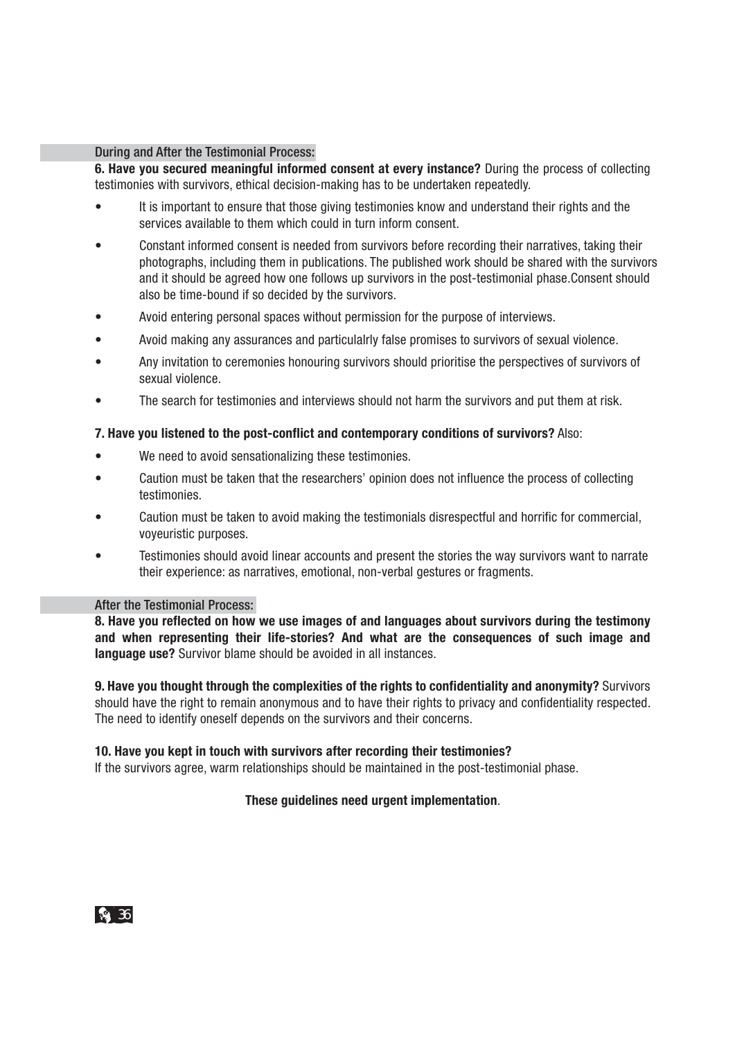### During and After the Testimonial Process:

**6. Have you secured meaningful informed consent at every instance?** During the process of collecting testimonies with survivors, ethical decision-making has to be undertaken repeatedly.

- It is important to ensure that those giving testimonies know and understand their rights and the services available to them which could in turn inform consent.
- Constant informed consent is needed from survivors before recording their narratives, taking their photographs, including them in publications. The published work should be shared with the survivors and it should be agreed how one follows up survivors in the post-testimonial phase.Consent should also be time-bound if so decided by the survivors.
- Avoid entering personal spaces without permission for the purpose of interviews.
- Avoid making any assurances and particulalrly false promises to survivors of sexual violence.
- Any invitation to ceremonies honouring survivors should prioritise the perspectives of survivors of sexual violence.
- The search for testimonies and interviews should not harm the survivors and put them at risk.

**7. Have you listened to the post-conflict and contemporary conditions of survivors?** Also:

- We need to avoid sensationalizing these testimonies.
- Caution must be taken that the researchers' opinion does not influence the process of collecting testimonies.
- Caution must be taken to avoid making the testimonials disrespectful and horrific for commercial, voyeuristic purposes.
- Testimonies should avoid linear accounts and present the stories the way survivors want to narrate their experience: as narratives, emotional, non-verbal gestures or fragments.

### After the Testimonial Process:

**8. Have you reflected on how we use images of and languages about survivors during the testimony and when representing their life-stories? And what are the consequences of such image and language use?** Survivor blame should be avoided in all instances.

**9. Have you thought through the complexities of the rights to confidentiality and anonymity?** Survivors should have the right to remain anonymous and to have their rights to privacy and confidentiality respected. The need to identify oneself depends on the survivors and their concerns.

**10. Have you kept in touch with survivors after recording their testimonies?**
If the survivors agree, warm relationships should be maintained in the post-testimonial phase.

**These guidelines need urgent implementation**.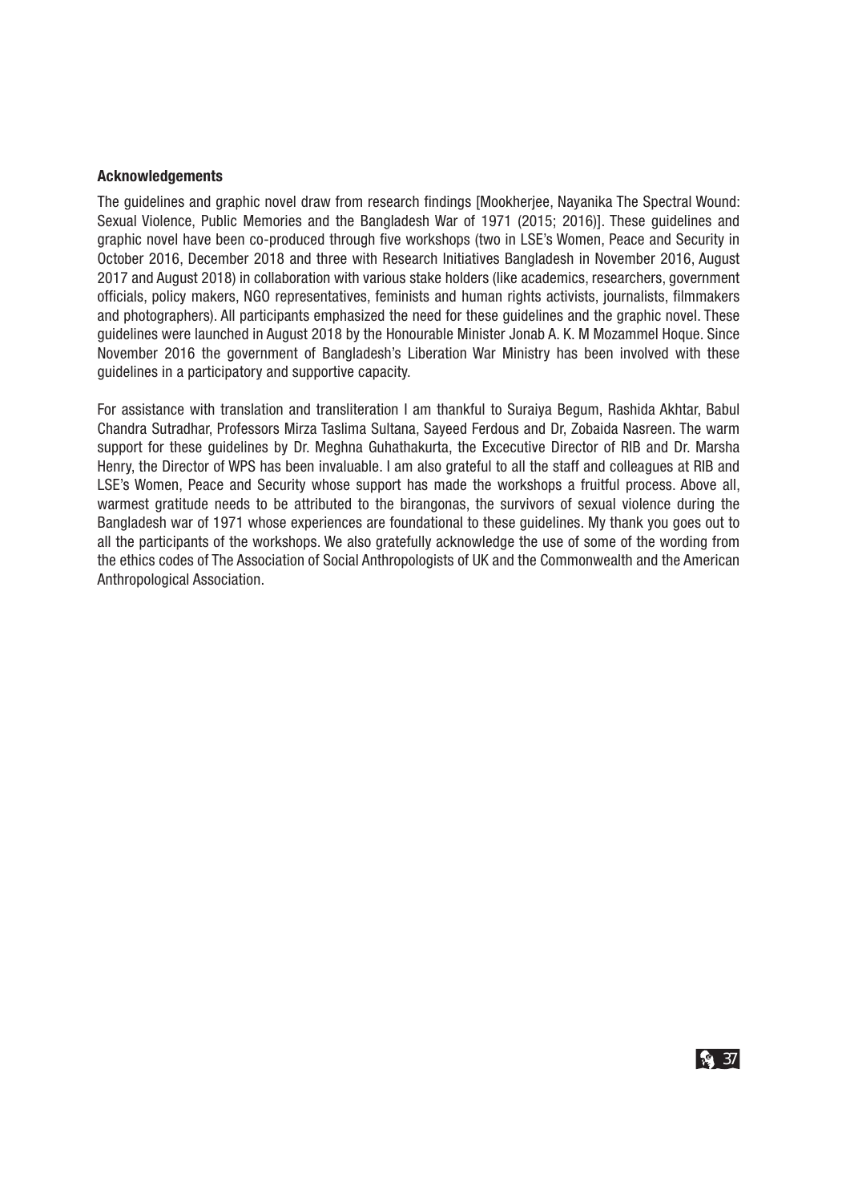**Acknowledgements**

The guidelines and graphic novel draw from research findings [Mookherjee, Nayanika The Spectral Wound: Sexual Violence, Public Memories and the Bangladesh War of 1971 (2015; 2016)]. These guidelines and graphic novel have been co-produced through five workshops (two in LSE's Women, Peace and Security in October 2016, December 2018 and three with Research Initiatives Bangladesh in November 2016, August 2017 and August 2018) in collaboration with various stake holders (like academics, researchers, government officials, policy makers, NGO representatives, feminists and human rights activists, journalists, filmmakers and photographers). All participants emphasized the need for these guidelines and the graphic novel. These guidelines were launched in August 2018 by the Honourable Minister Jonab A. K. M Mozammel Hoque. Since November 2016 the government of Bangladesh's Liberation War Ministry has been involved with these guidelines in a participatory and supportive capacity.

For assistance with translation and transliteration I am thankful to Suraiya Begum, Rashida Akhtar, Babul Chandra Sutradhar, Professors Mirza Taslima Sultana, Sayeed Ferdous and Dr, Zobaida Nasreen. The warm support for these guidelines by Dr. Meghna Guhathakurta, the Excecutive Director of RIB and Dr. Marsha Henry, the Director of WPS has been invaluable. I am also grateful to all the staff and colleagues at RIB and LSE's Women, Peace and Security whose support has made the workshops a fruitful process. Above all, warmest gratitude needs to be attributed to the birangonas, the survivors of sexual violence during the Bangladesh war of 1971 whose experiences are foundational to these guidelines. My thank you goes out to all the participants of the workshops. We also gratefully acknowledge the use of some of the wording from the ethics codes of The Association of Social Anthropologists of UK and the Commonwealth and the American Anthropological Association.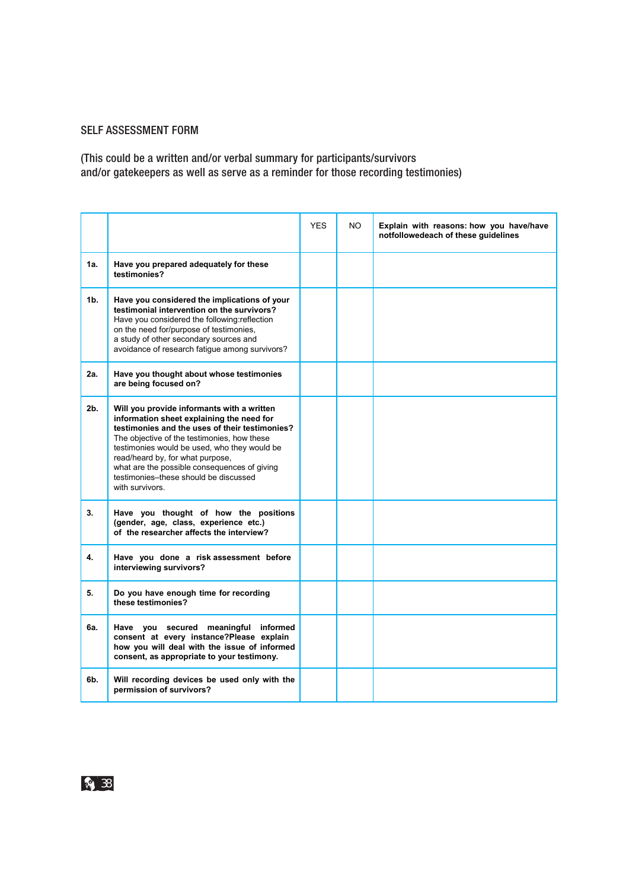## SELF ASSESSMENT FORM

(This could be a written and/or verbal summary for participants/survivors and/or gatekeepers as well as serve as a reminder for those recording testimonies)

| | | YES | NO | **Explain with reasons: how you have/have notfollowedeach of these guidelines** |
|---|---|---|---|---|
| **1a.** | **Have you prepared adequately for these testimonies?** | | | |
| **1b.** | **Have you considered the implications of your testimonial intervention on the survivors?** Have you considered the following:reflection on the need for/purpose of testimonies, a study of other secondary sources and avoidance of research fatigue among survivors? | | | |
| **2a.** | **Have you thought about whose testimonies are being focused on?** | | | |
| **2b.** | **Will you provide informants with a written information sheet explaining the need for testimonies and the uses of their testimonies?** The objective of the testimonies, how these testimonies would be used, who they would be read/heard by, for what purpose, what are the possible consequences of giving testimonies–these should be discussed with survivors. | | | |
| **3.** | **Have you thought of how the positions (gender, age, class, experience etc.) of the researcher affects the interview?** | | | |
| **4.** | **Have you done a risk assessment before interviewing survivors?** | | | |
| **5.** | **Do you have enough time for recording these testimonies?** | | | |
| **6a.** | **Have you secured meaningful informed consent at every instance?Please explain how you will deal with the issue of informed consent, as appropriate to your testimony.** | | | |
| **6b.** | **Will recording devices be used only with the permission of survivors?** | | | |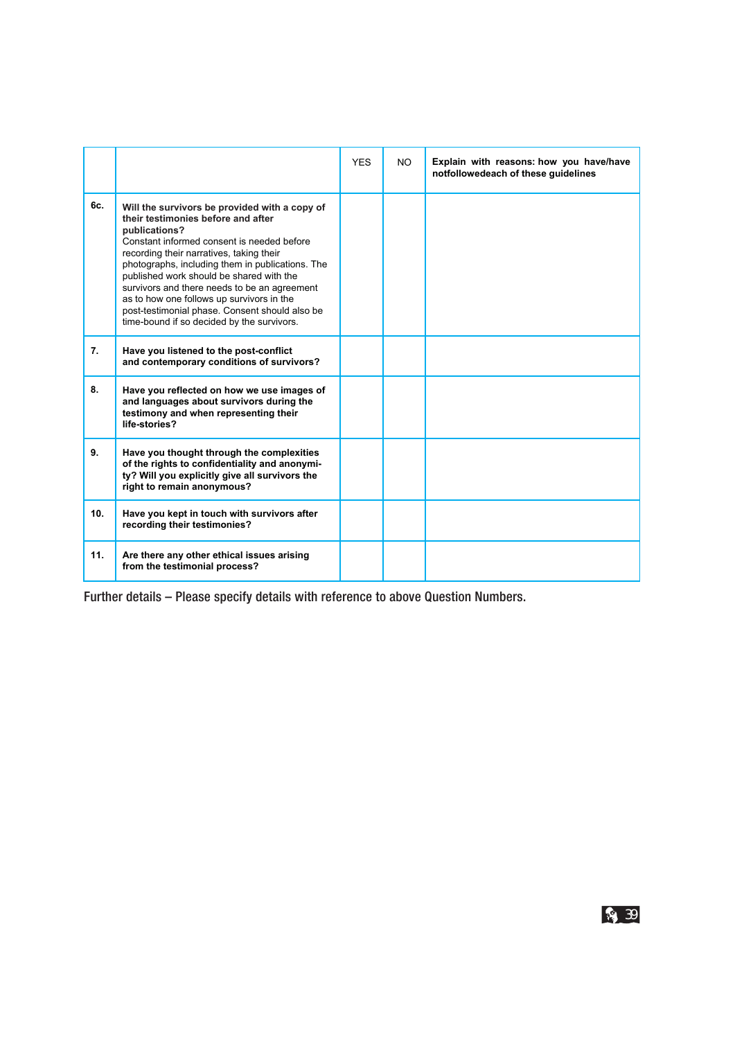| | | YES | NO | Explain with reasons: how you have/have notfollowedeach of these guidelines |
|---|---|---|---|---|
| 6c. | **Will the survivors be provided with a copy of their testimonies before and after publications?** Constant informed consent is needed before recording their narratives, taking their photographs, including them in publications. The published work should be shared with the survivors and there needs to be an agreement as to how one follows up survivors in the post-testimonial phase. Consent should also be time-bound if so decided by the survivors. | | | |
| 7. | **Have you listened to the post-conflict and contemporary conditions of survivors?** | | | |
| 8. | **Have you reflected on how we use images of and languages about survivors during the testimony and when representing their life-stories?** | | | |
| 9. | **Have you thought through the complexities of the rights to confidentiality and anonymity? Will you explicitly give all survivors the right to remain anonymous?** | | | |
| 10. | **Have you kept in touch with survivors after recording their testimonies?** | | | |
| 11. | **Are there any other ethical issues arising from the testimonial process?** | | | |

Further details – Please specify details with reference to above Question Numbers.